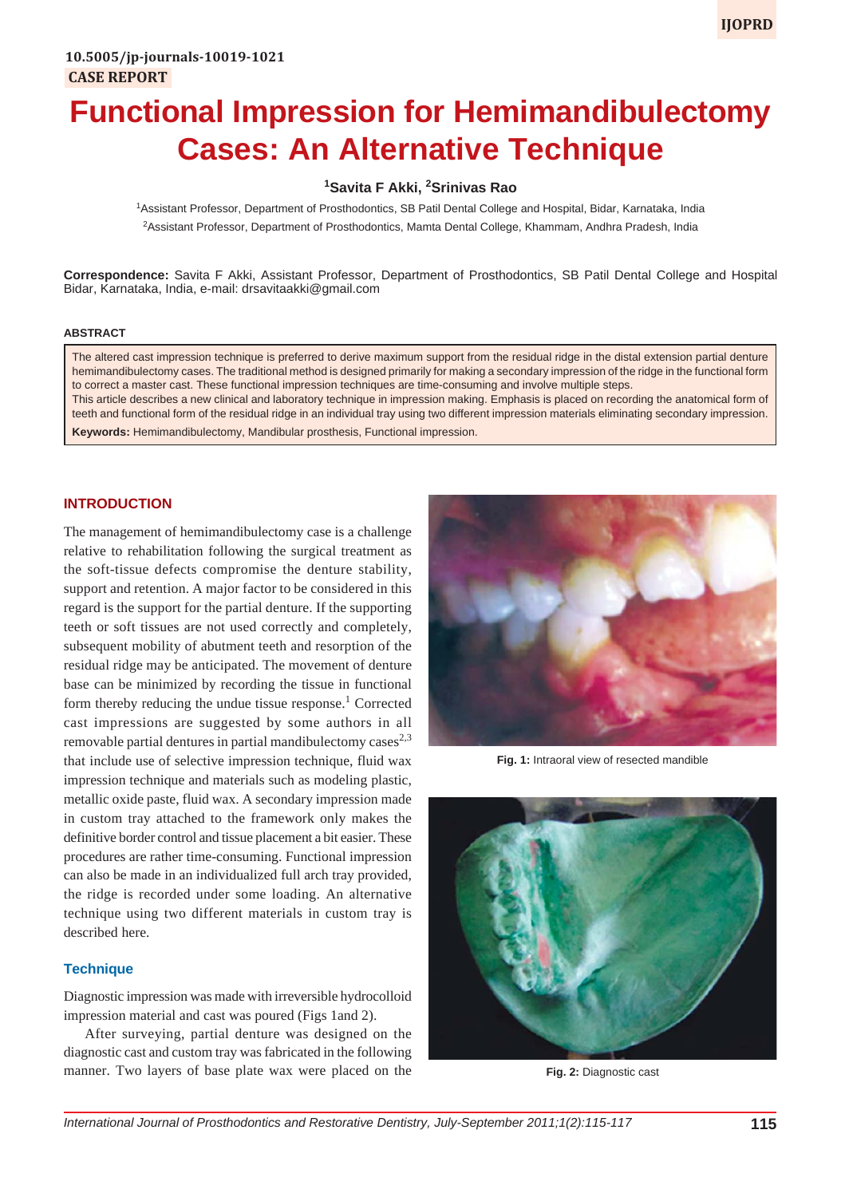10.5005/jp-journals-10019-1021

CASE REPORT

# Functional Impression for Hemimandibulectomy Cases: An Alternative Technique

[1]Savita F Akki, [2]Srinivas Rao

[1]Assistant Professor, Department of Prosthodontics, SB Patil Dental College and Hospital, Bidar, Karnataka, India

[2]Assistant Professor, Department of Prosthodontics, Mamta Dental College, Khammam, Andhra Pradesh, India

**Correspondence:** Savita F Akki, Assistant Professor, Department of Prosthodontics, SB Patil Dental College and Hospital Bidar, Karnataka, India, e-mail: drsavitaakki@gmail.com

## ABSTRACT

The altered cast impression technique is preferred to derive maximum support from the residual ridge in the distal extension partial denture hemimandibulectomy cases. The traditional method is designed primarily for making a secondary impression of the ridge in the functional form to correct a master cast. These functional impression techniques are time-consuming and involve multiple steps.

This article describes a new clinical and laboratory technique in impression making. Emphasis is placed on recording the anatomical form of teeth and functional form of the residual ridge in an individual tray using two different impression materials eliminating secondary impression.

**Keywords:** Hemimandibulectomy, Mandibular prosthesis, Functional impression.

## INTRODUCTION

The management of hemimandibulectomy case is a challenge relative to rehabilitation following the surgical treatment as the soft-tissue defects compromise the denture stability, support and retention. A major factor to be considered in this regard is the support for the partial denture. If the supporting teeth or soft tissues are not used correctly and completely, subsequent mobility of abutment teeth and resorption of the residual ridge may be anticipated. The movement of denture base can be minimized by recording the tissue in functional form thereby reducing the undue tissue response.[1] Corrected cast impressions are suggested by some authors in all removable partial dentures in partial mandibulectomy cases[2,3] that include use of selective impression technique, fluid wax impression technique and materials such as modeling plastic, metallic oxide paste, fluid wax. A secondary impression made in custom tray attached to the framework only makes the definitive border control and tissue placement a bit easier. These procedures are rather time-consuming. Functional impression can also be made in an individualized full arch tray provided, the ridge is recorded under some loading. An alternative technique using two different materials in custom tray is described here.

### Technique

Diagnostic impression was made with irreversible hydrocolloid impression material and cast was poured (Figs 1and 2).

After surveying, partial denture was designed on the diagnostic cast and custom tray was fabricated in the following manner. Two layers of base plate wax were placed on the

**Fig. 1:** Intraoral view of resected mandible

**Fig. 2:** Diagnostic cast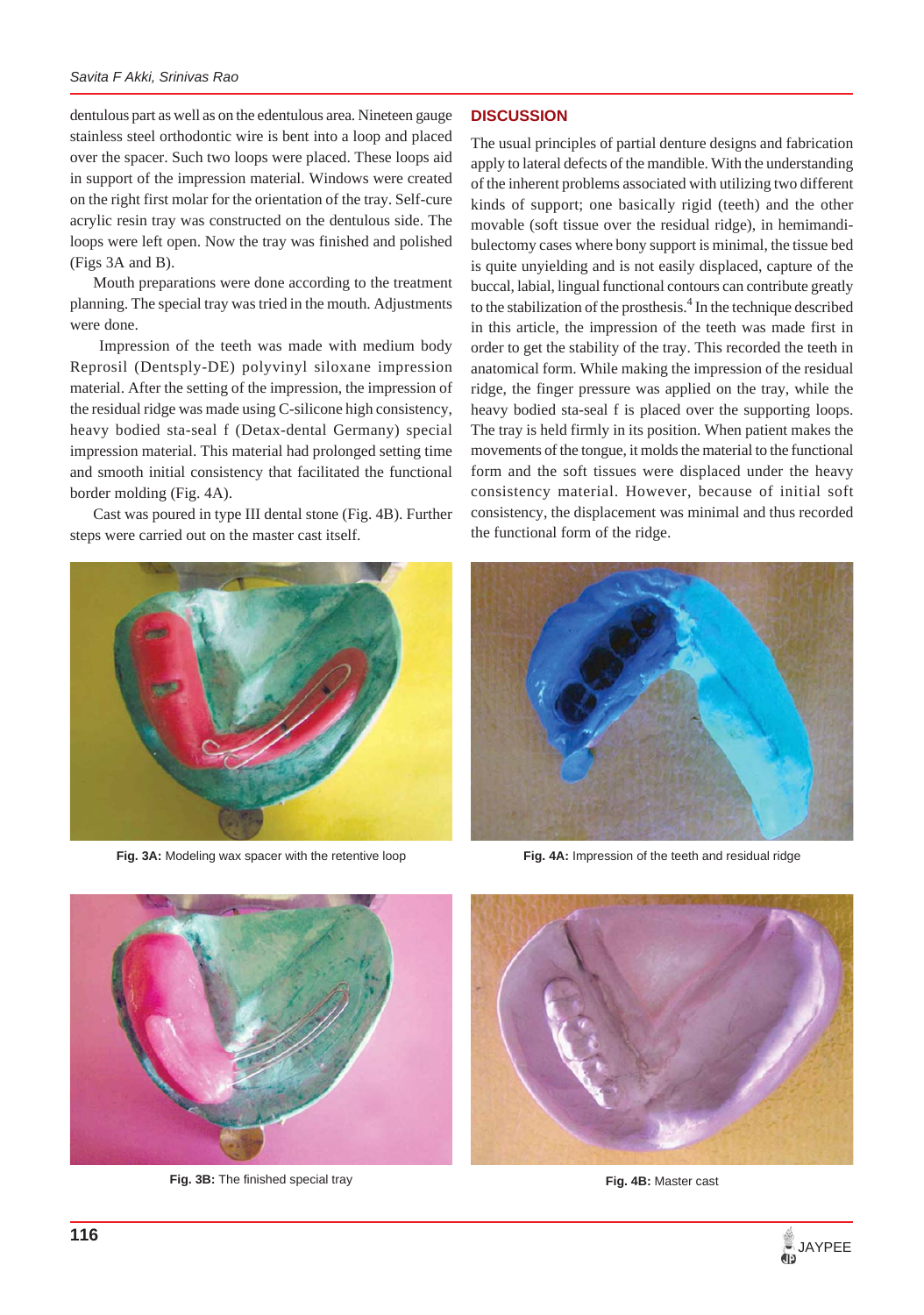dentulous part as well as on the edentulous area. Nineteen gauge stainless steel orthodontic wire is bent into a loop and placed over the spacer. Such two loops were placed. These loops aid in support of the impression material. Windows were created on the right first molar for the orientation of the tray. Self-cure acrylic resin tray was constructed on the dentulous side. The loops were left open. Now the tray was finished and polished (Figs 3A and B).

Mouth preparations were done according to the treatment planning. The special tray was tried in the mouth. Adjustments were done.

Impression of the teeth was made with medium body Reprosil (Dentsply-DE) polyvinyl siloxane impression material. After the setting of the impression, the impression of the residual ridge was made using C-silicone high consistency, heavy bodied sta-seal f (Detax-dental Germany) special impression material. This material had prolonged setting time and smooth initial consistency that facilitated the functional border molding (Fig. 4A).

Cast was poured in type III dental stone (Fig. 4B). Further steps were carried out on the master cast itself.

## DISCUSSION

The usual principles of partial denture designs and fabrication apply to lateral defects of the mandible. With the understanding of the inherent problems associated with utilizing two different kinds of support; one basically rigid (teeth) and the other movable (soft tissue over the residual ridge), in hemimandibulectomy cases where bony support is minimal, the tissue bed is quite unyielding and is not easily displaced, capture of the buccal, labial, lingual functional contours can contribute greatly to the stabilization of the prosthesis.[4] In the technique described in this article, the impression of the teeth was made first in order to get the stability of the tray. This recorded the teeth in anatomical form. While making the impression of the residual ridge, the finger pressure was applied on the tray, while the heavy bodied sta-seal f is placed over the supporting loops. The tray is held firmly in its position. When patient makes the movements of the tongue, it molds the material to the functional form and the soft tissues were displaced under the heavy consistency material. However, because of initial soft consistency, the displacement was minimal and thus recorded the functional form of the ridge.

**Fig. 3A:** Modeling wax spacer with the retentive loop

**Fig. 4A:** Impression of the teeth and residual ridge

**Fig. 3B:** The finished special tray

**Fig. 4B:** Master cast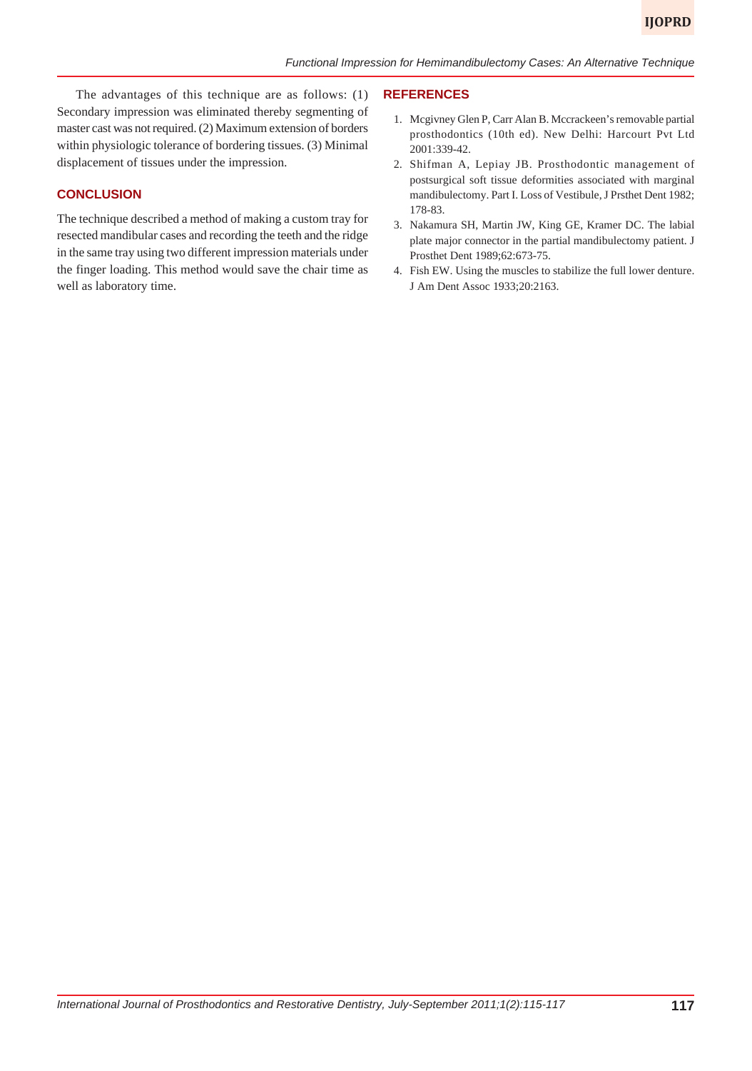The advantages of this technique are as follows: (1) Secondary impression was eliminated thereby segmenting of master cast was not required. (2) Maximum extension of borders within physiologic tolerance of bordering tissues. (3) Minimal displacement of tissues under the impression.

## CONCLUSION

The technique described a method of making a custom tray for resected mandibular cases and recording the teeth and the ridge in the same tray using two different impression materials under the finger loading. This method would save the chair time as well as laboratory time.

## REFERENCES

1. Mcgivney Glen P, Carr Alan B. Mccrackeen's removable partial prosthodontics (10th ed). New Delhi: Harcourt Pvt Ltd 2001:339-42.
2. Shifman A, Lepiay JB. Prosthodontic management of postsurgical soft tissue deformities associated with marginal mandibulectomy. Part I. Loss of Vestibule, J Prsthet Dent 1982; 178-83.
3. Nakamura SH, Martin JW, King GE, Kramer DC. The labial plate major connector in the partial mandibulectomy patient. J Prosthet Dent 1989;62:673-75.
4. Fish EW. Using the muscles to stabilize the full lower denture. J Am Dent Assoc 1933;20:2163.